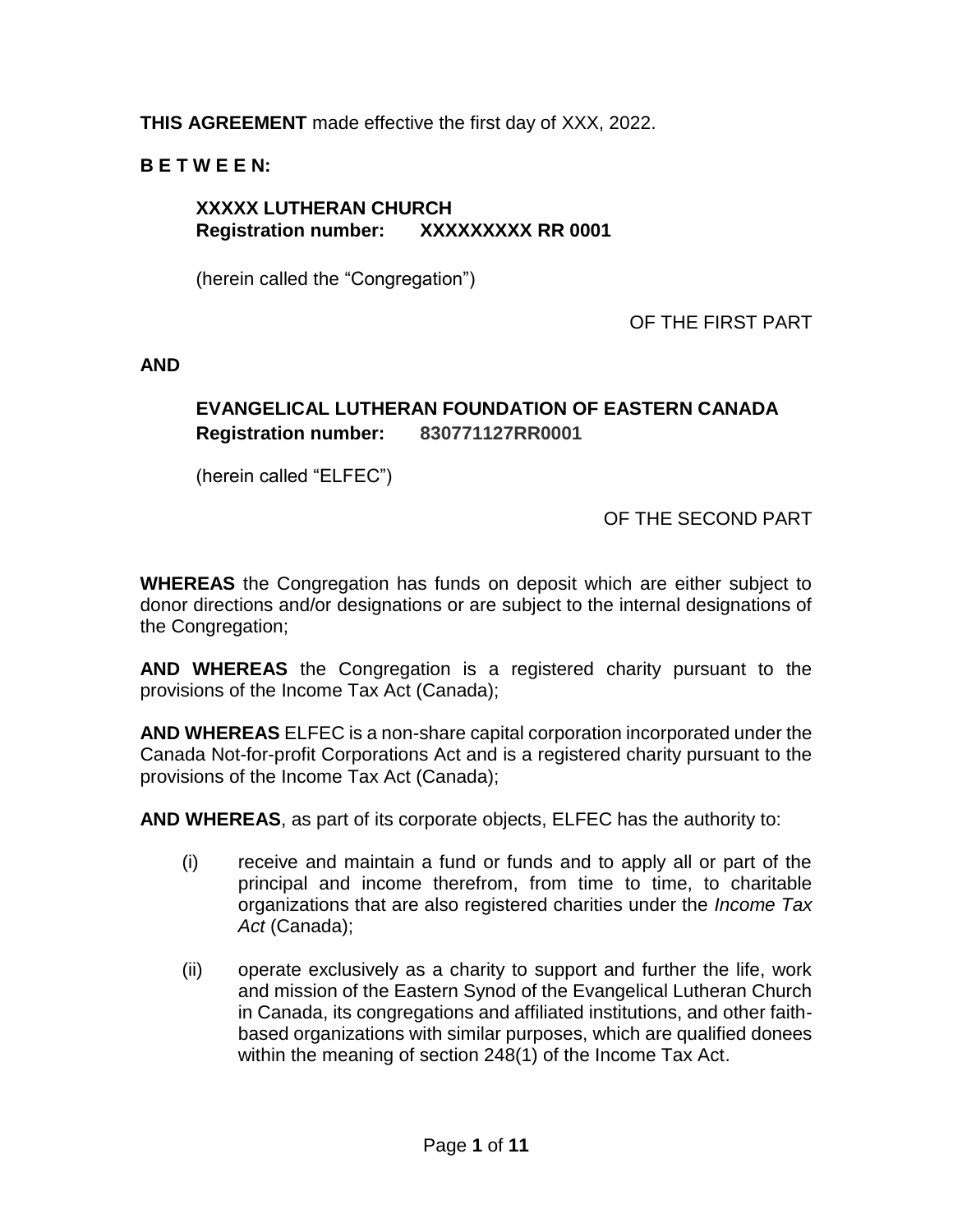**THIS AGREEMENT** made effective the first day of XXX, 2022.

**B E T W E E N:**

**XXXXX LUTHERAN CHURCH**
**Registration number: XXXXXXXXX RR 0001**

(herein called the "Congregation")

OF THE FIRST PART

**AND**

**EVANGELICAL LUTHERAN FOUNDATION OF EASTERN CANADA**
**Registration number: 830771127RR0001**

(herein called "ELFEC")

OF THE SECOND PART

**WHEREAS** the Congregation has funds on deposit which are either subject to donor directions and/or designations or are subject to the internal designations of the Congregation;

**AND WHEREAS** the Congregation is a registered charity pursuant to the provisions of the Income Tax Act (Canada);

**AND WHEREAS** ELFEC is a non-share capital corporation incorporated under the Canada Not-for-profit Corporations Act and is a registered charity pursuant to the provisions of the Income Tax Act (Canada);

**AND WHEREAS**, as part of its corporate objects, ELFEC has the authority to:

(i) receive and maintain a fund or funds and to apply all or part of the principal and income therefrom, from time to time, to charitable organizations that are also registered charities under the *Income Tax Act* (Canada);

(ii) operate exclusively as a charity to support and further the life, work and mission of the Eastern Synod of the Evangelical Lutheran Church in Canada, its congregations and affiliated institutions, and other faith-based organizations with similar purposes, which are qualified donees within the meaning of section 248(1) of the Income Tax Act.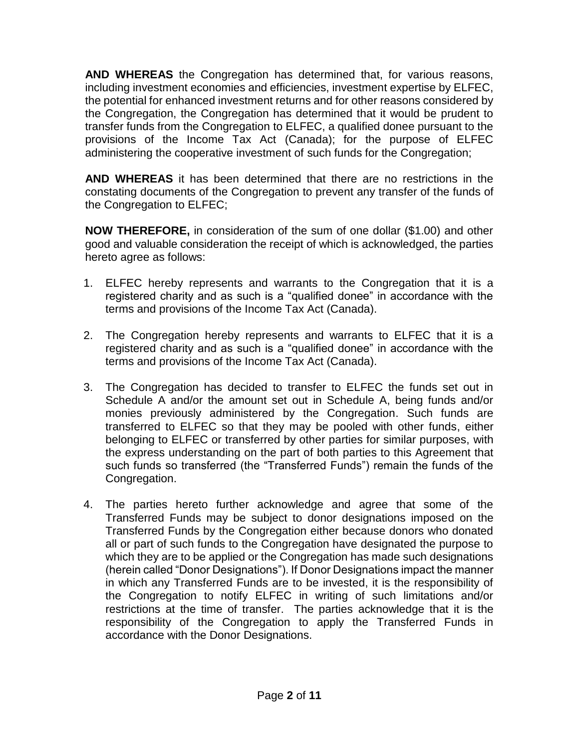**AND WHEREAS** the Congregation has determined that, for various reasons, including investment economies and efficiencies, investment expertise by ELFEC, the potential for enhanced investment returns and for other reasons considered by the Congregation, the Congregation has determined that it would be prudent to transfer funds from the Congregation to ELFEC, a qualified donee pursuant to the provisions of the Income Tax Act (Canada); for the purpose of ELFEC administering the cooperative investment of such funds for the Congregation;

**AND WHEREAS** it has been determined that there are no restrictions in the constating documents of the Congregation to prevent any transfer of the funds of the Congregation to ELFEC;

**NOW THEREFORE,** in consideration of the sum of one dollar ($1.00) and other good and valuable consideration the receipt of which is acknowledged, the parties hereto agree as follows:

1. ELFEC hereby represents and warrants to the Congregation that it is a registered charity and as such is a "qualified donee" in accordance with the terms and provisions of the Income Tax Act (Canada).

2. The Congregation hereby represents and warrants to ELFEC that it is a registered charity and as such is a "qualified donee" in accordance with the terms and provisions of the Income Tax Act (Canada).

3. The Congregation has decided to transfer to ELFEC the funds set out in Schedule A and/or the amount set out in Schedule A, being funds and/or monies previously administered by the Congregation. Such funds are transferred to ELFEC so that they may be pooled with other funds, either belonging to ELFEC or transferred by other parties for similar purposes, with the express understanding on the part of both parties to this Agreement that such funds so transferred (the "Transferred Funds") remain the funds of the Congregation.

4. The parties hereto further acknowledge and agree that some of the Transferred Funds may be subject to donor designations imposed on the Transferred Funds by the Congregation either because donors who donated all or part of such funds to the Congregation have designated the purpose to which they are to be applied or the Congregation has made such designations (herein called "Donor Designations"). If Donor Designations impact the manner in which any Transferred Funds are to be invested, it is the responsibility of the Congregation to notify ELFEC in writing of such limitations and/or restrictions at the time of transfer. The parties acknowledge that it is the responsibility of the Congregation to apply the Transferred Funds in accordance with the Donor Designations.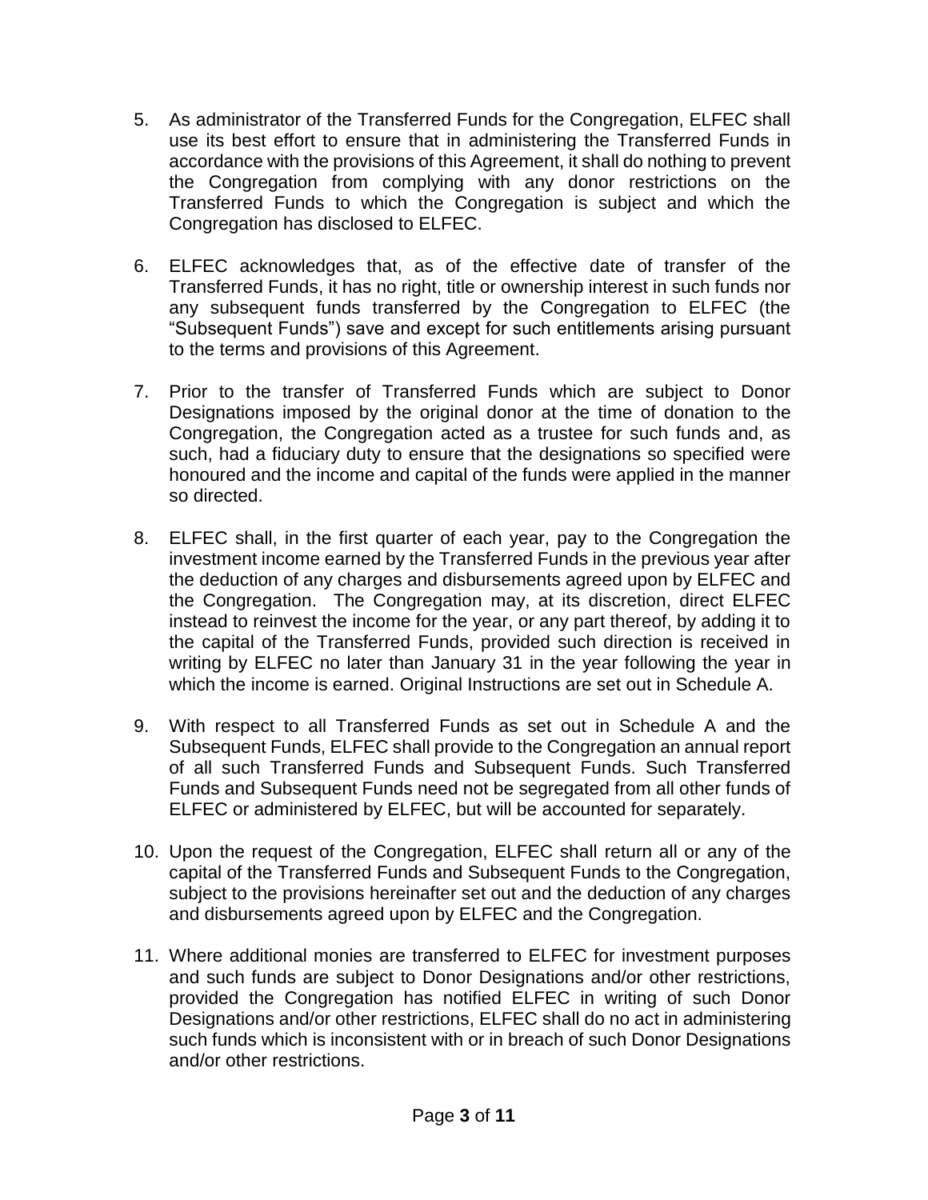5. As administrator of the Transferred Funds for the Congregation, ELFEC shall use its best effort to ensure that in administering the Transferred Funds in accordance with the provisions of this Agreement, it shall do nothing to prevent the Congregation from complying with any donor restrictions on the Transferred Funds to which the Congregation is subject and which the Congregation has disclosed to ELFEC.

6. ELFEC acknowledges that, as of the effective date of transfer of the Transferred Funds, it has no right, title or ownership interest in such funds nor any subsequent funds transferred by the Congregation to ELFEC (the "Subsequent Funds") save and except for such entitlements arising pursuant to the terms and provisions of this Agreement.

7. Prior to the transfer of Transferred Funds which are subject to Donor Designations imposed by the original donor at the time of donation to the Congregation, the Congregation acted as a trustee for such funds and, as such, had a fiduciary duty to ensure that the designations so specified were honoured and the income and capital of the funds were applied in the manner so directed.

8. ELFEC shall, in the first quarter of each year, pay to the Congregation the investment income earned by the Transferred Funds in the previous year after the deduction of any charges and disbursements agreed upon by ELFEC and the Congregation. The Congregation may, at its discretion, direct ELFEC instead to reinvest the income for the year, or any part thereof, by adding it to the capital of the Transferred Funds, provided such direction is received in writing by ELFEC no later than January 31 in the year following the year in which the income is earned. Original Instructions are set out in Schedule A.

9. With respect to all Transferred Funds as set out in Schedule A and the Subsequent Funds, ELFEC shall provide to the Congregation an annual report of all such Transferred Funds and Subsequent Funds. Such Transferred Funds and Subsequent Funds need not be segregated from all other funds of ELFEC or administered by ELFEC, but will be accounted for separately.

10. Upon the request of the Congregation, ELFEC shall return all or any of the capital of the Transferred Funds and Subsequent Funds to the Congregation, subject to the provisions hereinafter set out and the deduction of any charges and disbursements agreed upon by ELFEC and the Congregation.

11. Where additional monies are transferred to ELFEC for investment purposes and such funds are subject to Donor Designations and/or other restrictions, provided the Congregation has notified ELFEC in writing of such Donor Designations and/or other restrictions, ELFEC shall do no act in administering such funds which is inconsistent with or in breach of such Donor Designations and/or other restrictions.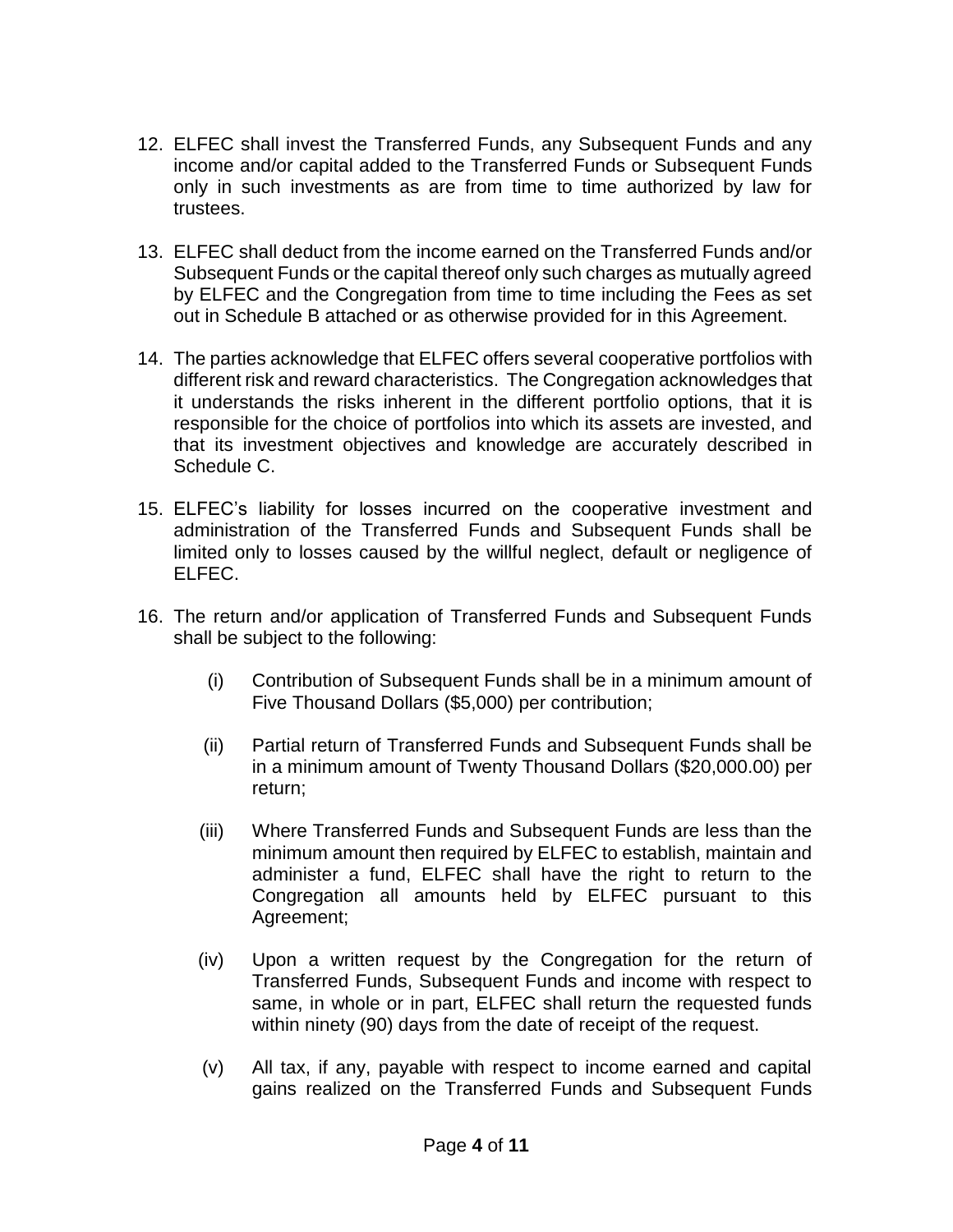12. ELFEC shall invest the Transferred Funds, any Subsequent Funds and any income and/or capital added to the Transferred Funds or Subsequent Funds only in such investments as are from time to time authorized by law for trustees.

13. ELFEC shall deduct from the income earned on the Transferred Funds and/or Subsequent Funds or the capital thereof only such charges as mutually agreed by ELFEC and the Congregation from time to time including the Fees as set out in Schedule B attached or as otherwise provided for in this Agreement.

14. The parties acknowledge that ELFEC offers several cooperative portfolios with different risk and reward characteristics. The Congregation acknowledges that it understands the risks inherent in the different portfolio options, that it is responsible for the choice of portfolios into which its assets are invested, and that its investment objectives and knowledge are accurately described in Schedule C.

15. ELFEC's liability for losses incurred on the cooperative investment and administration of the Transferred Funds and Subsequent Funds shall be limited only to losses caused by the willful neglect, default or negligence of ELFEC.

16. The return and/or application of Transferred Funds and Subsequent Funds shall be subject to the following:

    (i) Contribution of Subsequent Funds shall be in a minimum amount of Five Thousand Dollars ($5,000) per contribution;

    (ii) Partial return of Transferred Funds and Subsequent Funds shall be in a minimum amount of Twenty Thousand Dollars ($20,000.00) per return;

    (iii) Where Transferred Funds and Subsequent Funds are less than the minimum amount then required by ELFEC to establish, maintain and administer a fund, ELFEC shall have the right to return to the Congregation all amounts held by ELFEC pursuant to this Agreement;

    (iv) Upon a written request by the Congregation for the return of Transferred Funds, Subsequent Funds and income with respect to same, in whole or in part, ELFEC shall return the requested funds within ninety (90) days from the date of receipt of the request.

    (v) All tax, if any, payable with respect to income earned and capital gains realized on the Transferred Funds and Subsequent Funds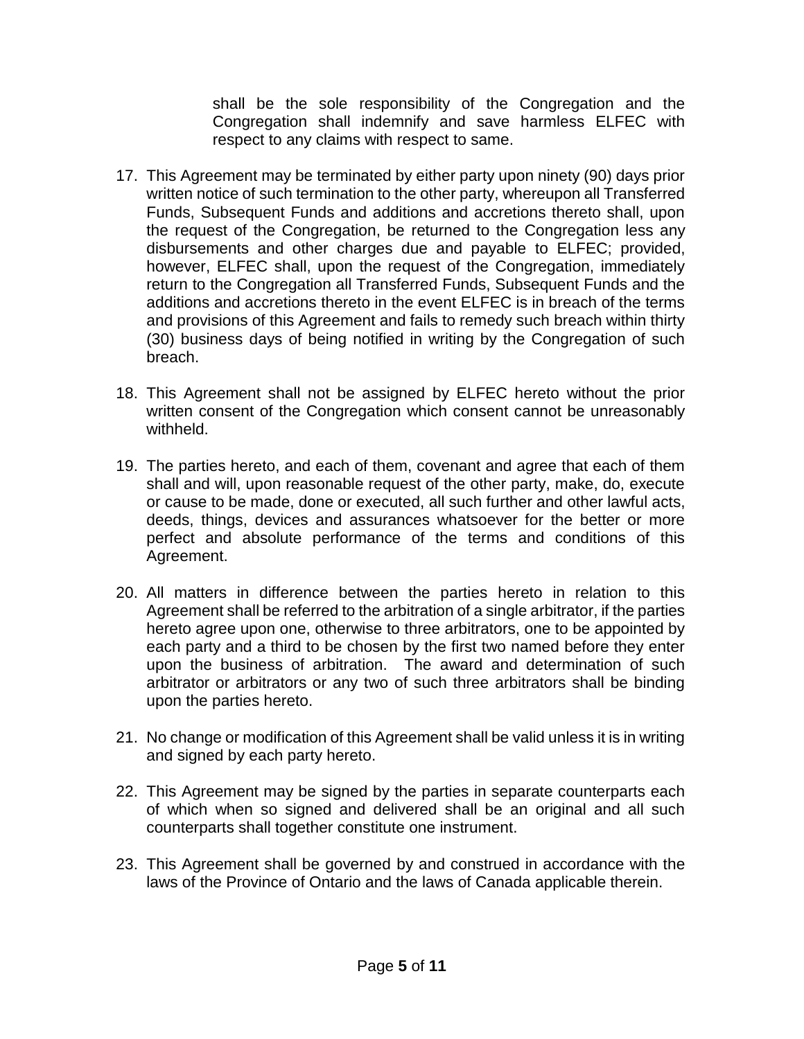shall be the sole responsibility of the Congregation and the Congregation shall indemnify and save harmless ELFEC with respect to any claims with respect to same.

17. This Agreement may be terminated by either party upon ninety (90) days prior written notice of such termination to the other party, whereupon all Transferred Funds, Subsequent Funds and additions and accretions thereto shall, upon the request of the Congregation, be returned to the Congregation less any disbursements and other charges due and payable to ELFEC; provided, however, ELFEC shall, upon the request of the Congregation, immediately return to the Congregation all Transferred Funds, Subsequent Funds and the additions and accretions thereto in the event ELFEC is in breach of the terms and provisions of this Agreement and fails to remedy such breach within thirty (30) business days of being notified in writing by the Congregation of such breach.

18. This Agreement shall not be assigned by ELFEC hereto without the prior written consent of the Congregation which consent cannot be unreasonably withheld.

19. The parties hereto, and each of them, covenant and agree that each of them shall and will, upon reasonable request of the other party, make, do, execute or cause to be made, done or executed, all such further and other lawful acts, deeds, things, devices and assurances whatsoever for the better or more perfect and absolute performance of the terms and conditions of this Agreement.

20. All matters in difference between the parties hereto in relation to this Agreement shall be referred to the arbitration of a single arbitrator, if the parties hereto agree upon one, otherwise to three arbitrators, one to be appointed by each party and a third to be chosen by the first two named before they enter upon the business of arbitration. The award and determination of such arbitrator or arbitrators or any two of such three arbitrators shall be binding upon the parties hereto.

21. No change or modification of this Agreement shall be valid unless it is in writing and signed by each party hereto.

22. This Agreement may be signed by the parties in separate counterparts each of which when so signed and delivered shall be an original and all such counterparts shall together constitute one instrument.

23. This Agreement shall be governed by and construed in accordance with the laws of the Province of Ontario and the laws of Canada applicable therein.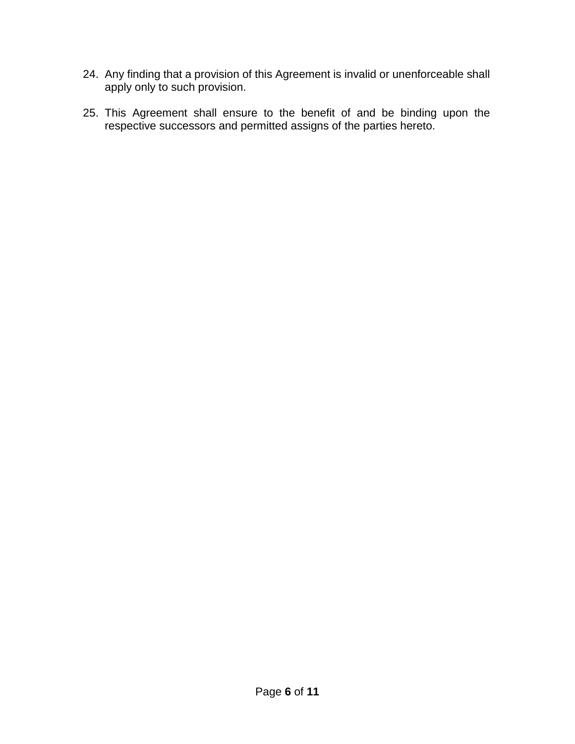24. Any finding that a provision of this Agreement is invalid or unenforceable shall apply only to such provision.

25. This Agreement shall ensure to the benefit of and be binding upon the respective successors and permitted assigns of the parties hereto.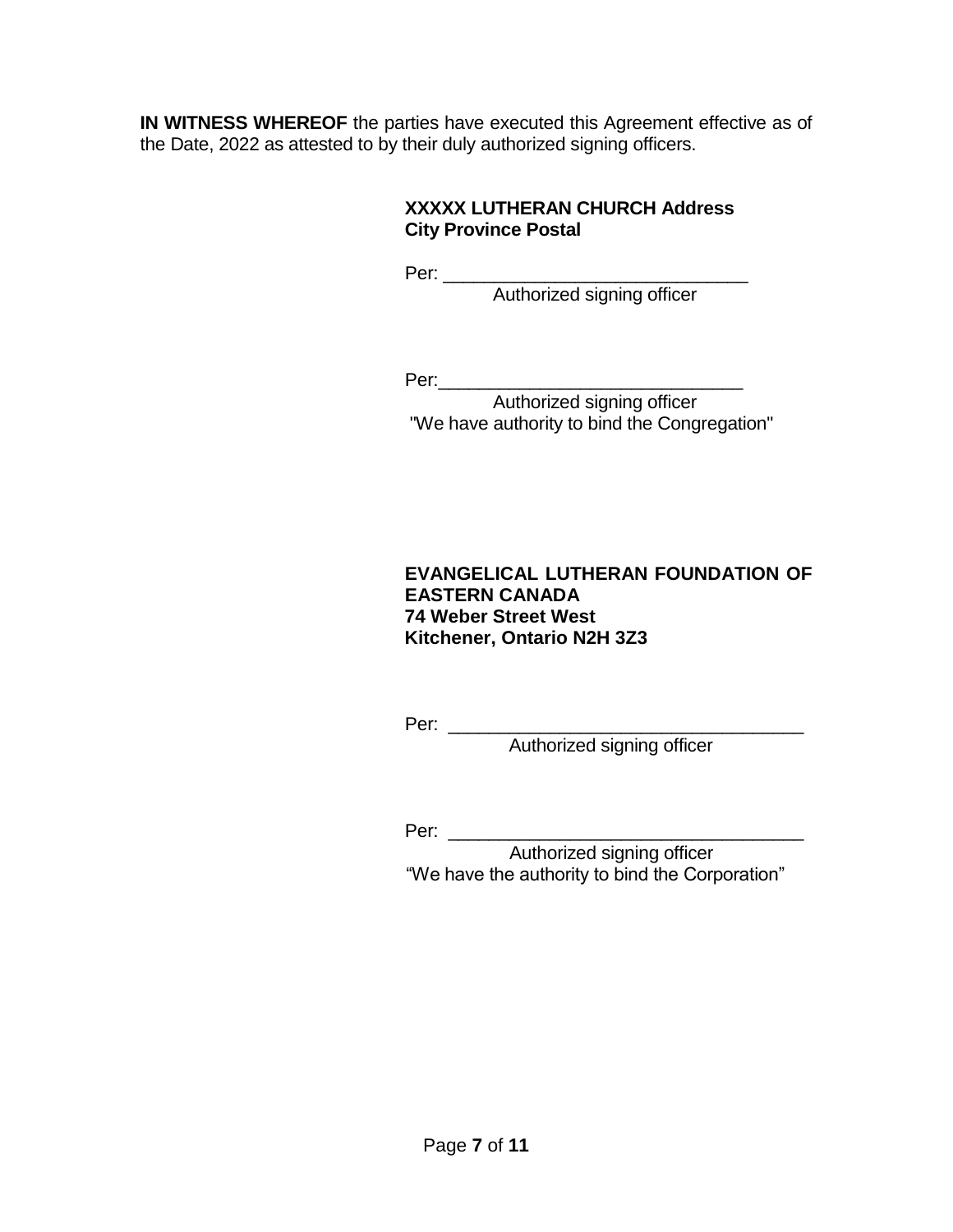**IN WITNESS WHEREOF** the parties have executed this Agreement effective as of the Date, 2022 as attested to by their duly authorized signing officers.

**XXXXX LUTHERAN CHURCH Address**
**City Province Postal**

Per: ______________________________
Authorized signing officer

Per:______________________________
Authorized signing officer
"We have authority to bind the Congregation"

**EVANGELICAL LUTHERAN FOUNDATION OF EASTERN CANADA**
**74 Weber Street West**
**Kitchener, Ontario N2H 3Z3**

Per: ___________________________________
Authorized signing officer

Per: ___________________________________
Authorized signing officer
"We have the authority to bind the Corporation"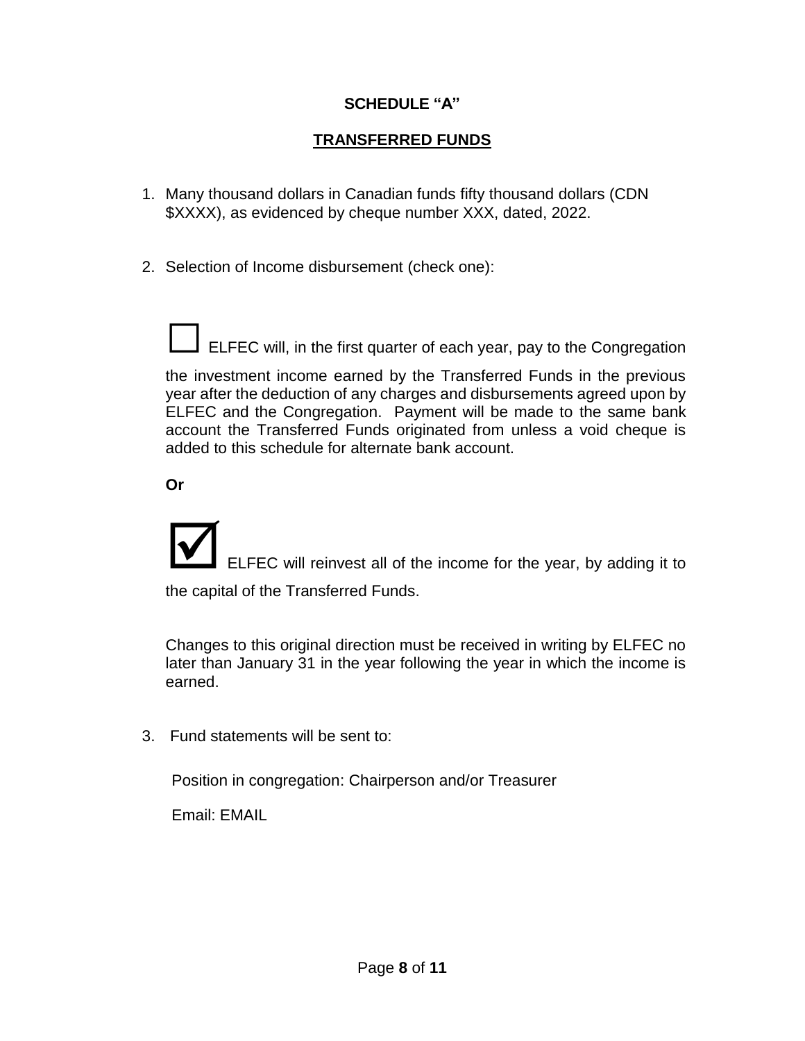**SCHEDULE "A"**

**TRANSFERRED FUNDS**

1. Many thousand dollars in Canadian funds fifty thousand dollars (CDN $XXXX), as evidenced by cheque number XXX, dated, 2022.

2. Selection of Income disbursement (check one):

   ☐ ELFEC will, in the first quarter of each year, pay to the Congregation the investment income earned by the Transferred Funds in the previous year after the deduction of any charges and disbursements agreed upon by ELFEC and the Congregation. Payment will be made to the same bank account the Transferred Funds originated from unless a void cheque is added to this schedule for alternate bank account.

   **Or**

   ☑ ELFEC will reinvest all of the income for the year, by adding it to the capital of the Transferred Funds.

   Changes to this original direction must be received in writing by ELFEC no later than January 31 in the year following the year in which the income is earned.

3. Fund statements will be sent to:

   Position in congregation: Chairperson and/or Treasurer

   Email: EMAIL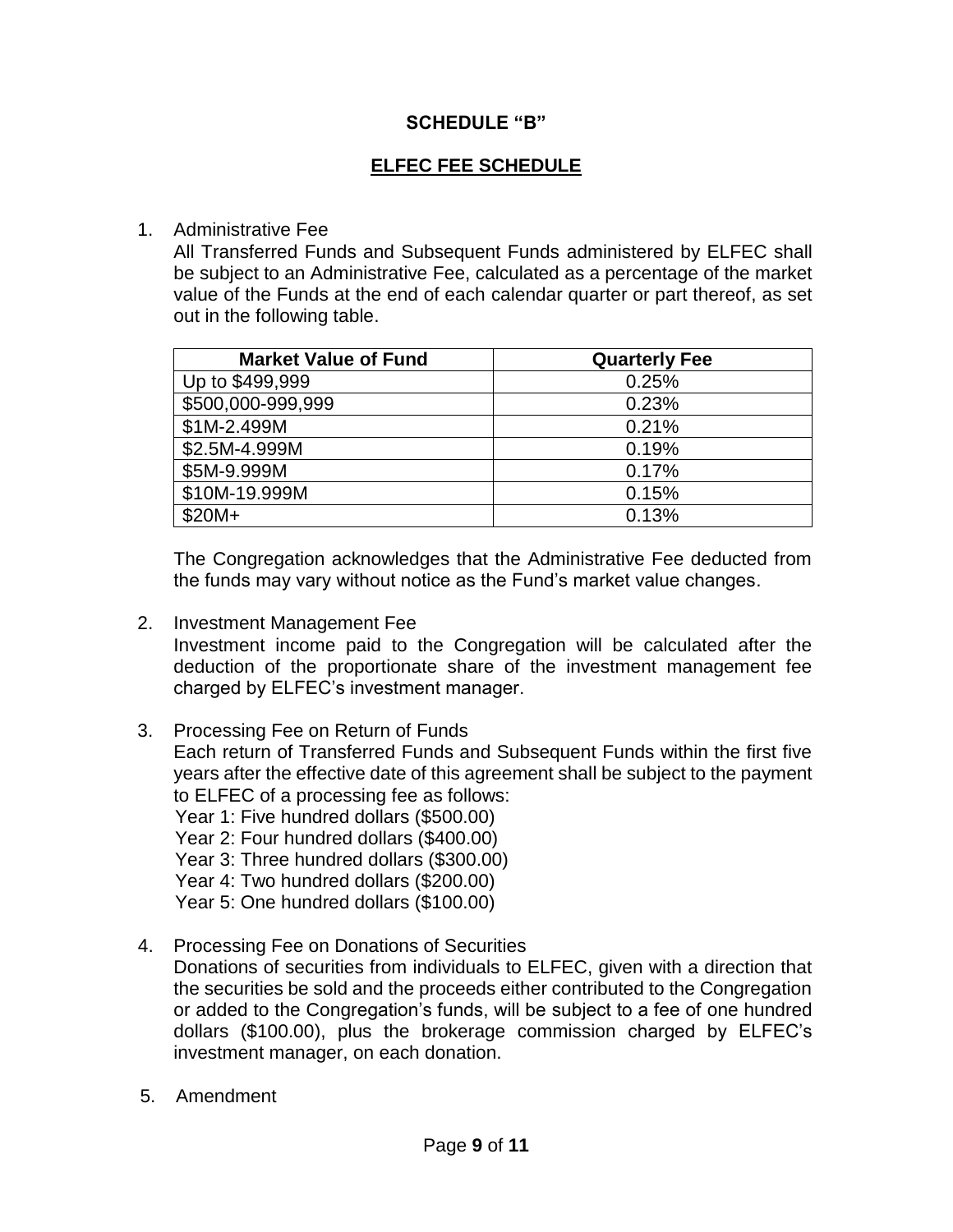## SCHEDULE "B"

## ELFEC FEE SCHEDULE

1. Administrative Fee

   All Transferred Funds and Subsequent Funds administered by ELFEC shall be subject to an Administrative Fee, calculated as a percentage of the market value of the Funds at the end of each calendar quarter or part thereof, as set out in the following table.

   | Market Value of Fund | Quarterly Fee |
   |---|---|
   | Up to $499,999 | 0.25% |
   | $500,000-999,999 | 0.23% |
   | $1M-2.499M | 0.21% |
   | $2.5M-4.999M | 0.19% |
   | $5M-9.999M | 0.17% |
   | $10M-19.999M | 0.15% |
   | $20M+ | 0.13% |

   The Congregation acknowledges that the Administrative Fee deducted from the funds may vary without notice as the Fund's market value changes.

2. Investment Management Fee

   Investment income paid to the Congregation will be calculated after the deduction of the proportionate share of the investment management fee charged by ELFEC's investment manager.

3. Processing Fee on Return of Funds

   Each return of Transferred Funds and Subsequent Funds within the first five years after the effective date of this agreement shall be subject to the payment to ELFEC of a processing fee as follows:

   Year 1: Five hundred dollars ($500.00)
   Year 2: Four hundred dollars ($400.00)
   Year 3: Three hundred dollars ($300.00)
   Year 4: Two hundred dollars ($200.00)
   Year 5: One hundred dollars ($100.00)

4. Processing Fee on Donations of Securities

   Donations of securities from individuals to ELFEC, given with a direction that the securities be sold and the proceeds either contributed to the Congregation or added to the Congregation's funds, will be subject to a fee of one hundred dollars ($100.00), plus the brokerage commission charged by ELFEC's investment manager, on each donation.

5. Amendment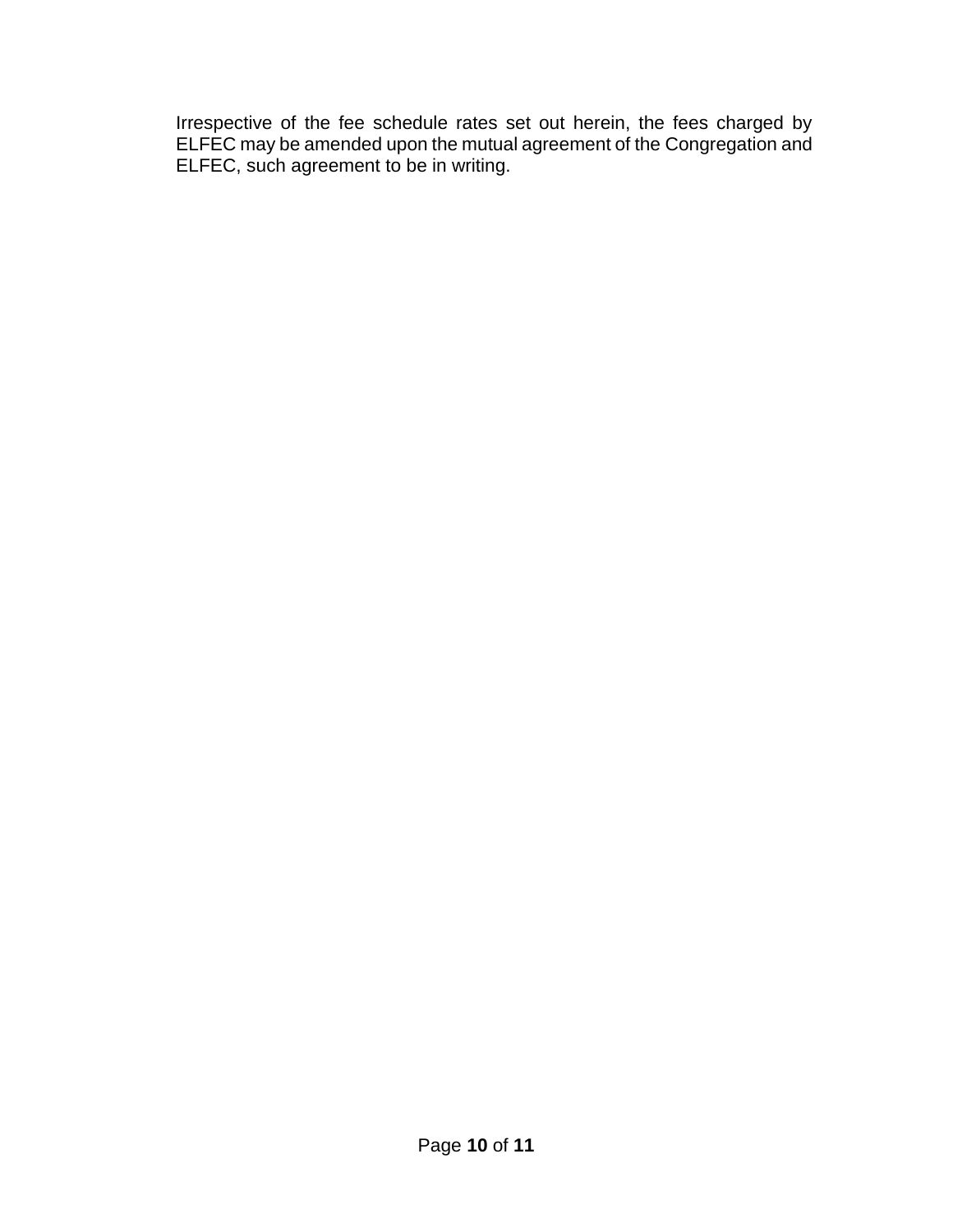Irrespective of the fee schedule rates set out herein, the fees charged by ELFEC may be amended upon the mutual agreement of the Congregation and ELFEC, such agreement to be in writing.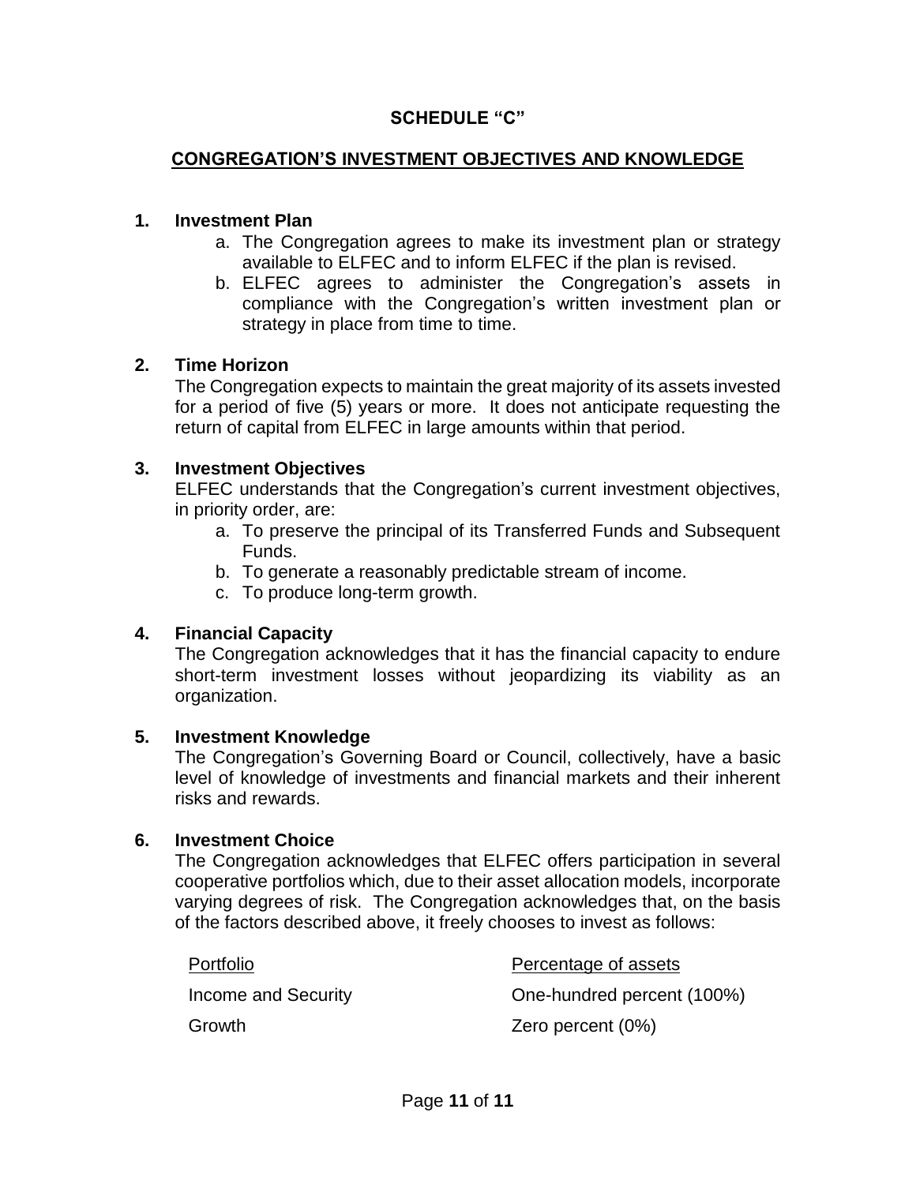## SCHEDULE "C"

## CONGREGATION'S INVESTMENT OBJECTIVES AND KNOWLEDGE

**1. Investment Plan**

a. The Congregation agrees to make its investment plan or strategy available to ELFEC and to inform ELFEC if the plan is revised.

b. ELFEC agrees to administer the Congregation's assets in compliance with the Congregation's written investment plan or strategy in place from time to time.

**2. Time Horizon**

The Congregation expects to maintain the great majority of its assets invested for a period of five (5) years or more. It does not anticipate requesting the return of capital from ELFEC in large amounts within that period.

**3. Investment Objectives**

ELFEC understands that the Congregation's current investment objectives, in priority order, are:

a. To preserve the principal of its Transferred Funds and Subsequent Funds.

b. To generate a reasonably predictable stream of income.

c. To produce long-term growth.

**4. Financial Capacity**

The Congregation acknowledges that it has the financial capacity to endure short-term investment losses without jeopardizing its viability as an organization.

**5. Investment Knowledge**

The Congregation's Governing Board or Council, collectively, have a basic level of knowledge of investments and financial markets and their inherent risks and rewards.

**6. Investment Choice**

The Congregation acknowledges that ELFEC offers participation in several cooperative portfolios which, due to their asset allocation models, incorporate varying degrees of risk. The Congregation acknowledges that, on the basis of the factors described above, it freely chooses to invest as follows:

| Portfolio | Percentage of assets |
|---|---|
| Income and Security | One-hundred percent (100%) |
| Growth | Zero percent (0%) |